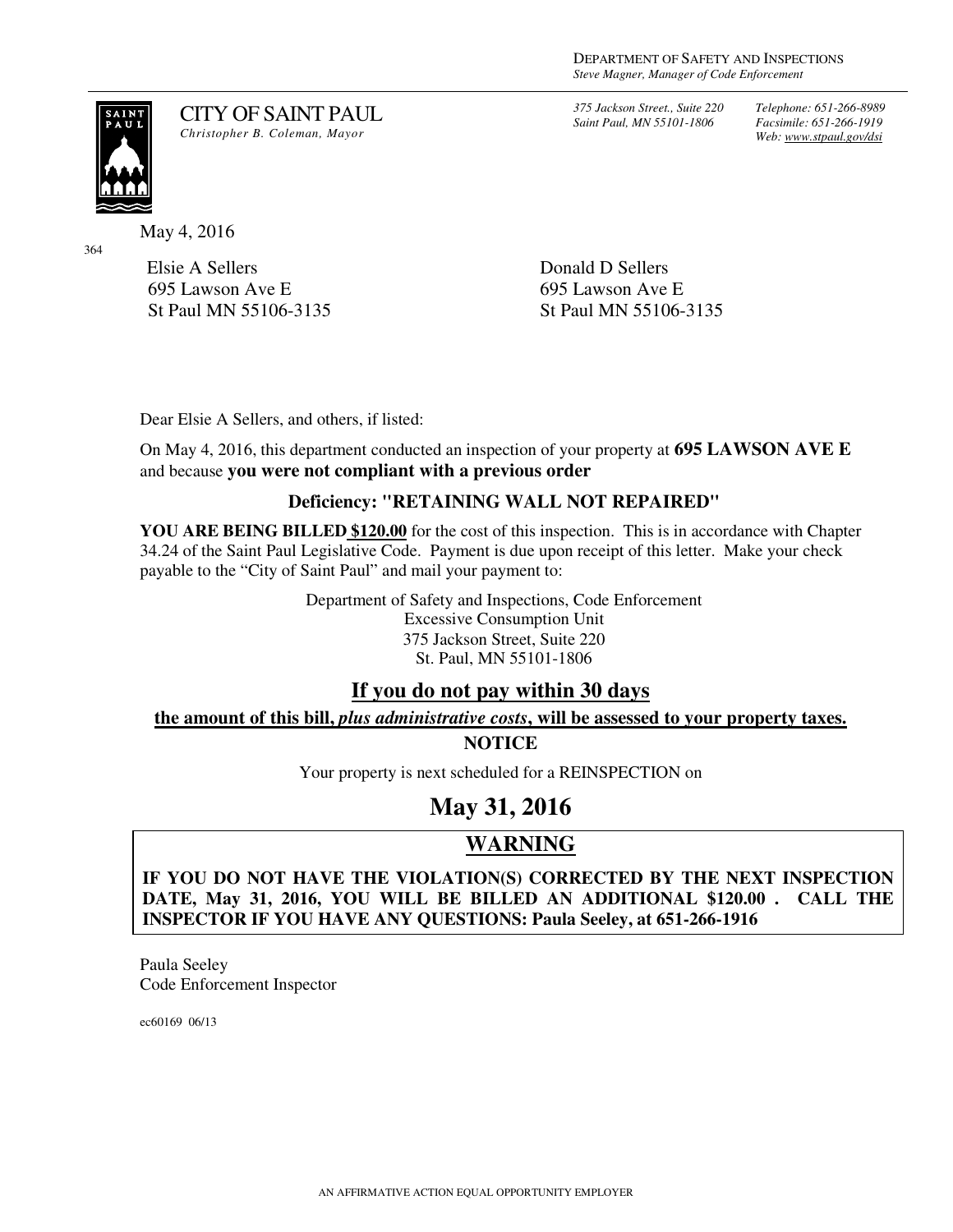DEPARTMENT OF SAFETY AND INSPECTIONS
*Steve Magner, Manager of Code Enforcement*

CITY OF SAINT PAUL
*Christopher B. Coleman, Mayor*

*375 Jackson Street., Suite 220*
*Saint Paul, MN 55101-1806*

*Telephone: 651-266-8989*
*Facsimile: 651-266-1919*
*Web: www.stpaul.gov/dsi*

May 4, 2016

364

Elsie A Sellers
695 Lawson Ave E
St Paul MN 55106-3135

Donald D Sellers
695 Lawson Ave E
St Paul MN 55106-3135

Dear Elsie A Sellers, and others, if listed:

On May 4, 2016, this department conducted an inspection of your property at **695 LAWSON AVE E** and because **you were not compliant with a previous order**

**Deficiency: "RETAINING WALL NOT REPAIRED"**

**YOU ARE BEING BILLED $120.00** for the cost of this inspection. This is in accordance with Chapter 34.24 of the Saint Paul Legislative Code. Payment is due upon receipt of this letter. Make your check payable to the "City of Saint Paul" and mail your payment to:

Department of Safety and Inspections, Code Enforcement
Excessive Consumption Unit
375 Jackson Street, Suite 220
St. Paul, MN 55101-1806

## If you do not pay within 30 days

**the amount of this bill, *plus administrative costs*, will be assessed to your property taxes.**

**NOTICE**

Your property is next scheduled for a REINSPECTION on

# May 31, 2016

## WARNING

**IF YOU DO NOT HAVE THE VIOLATION(S) CORRECTED BY THE NEXT INSPECTION DATE, May 31, 2016, YOU WILL BE BILLED AN ADDITIONAL $120.00 . CALL THE INSPECTOR IF YOU HAVE ANY QUESTIONS: Paula Seeley, at 651-266-1916**

Paula Seeley
Code Enforcement Inspector

ec60169 06/13

AN AFFIRMATIVE ACTION EQUAL OPPORTUNITY EMPLOYER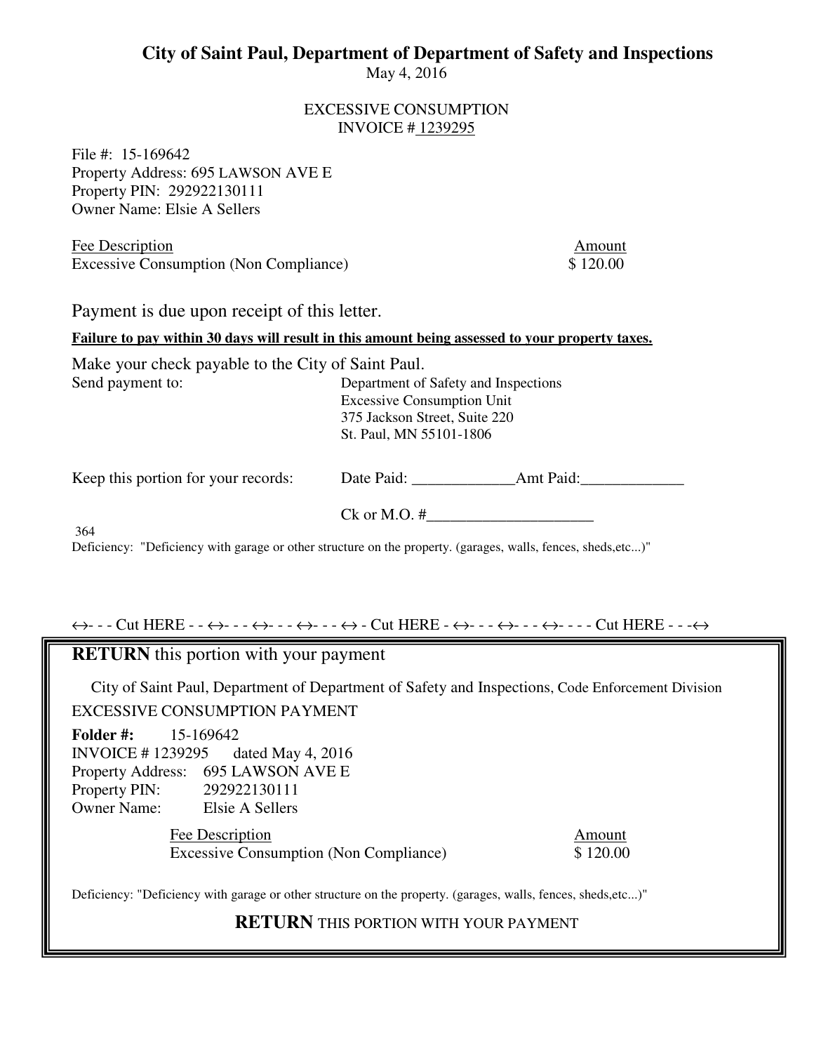# City of Saint Paul, Department of Department of Safety and Inspections

May 4, 2016

EXCESSIVE CONSUMPTION
INVOICE # 1239295

File #: 15-169642
Property Address: 695 LAWSON AVE E
Property PIN: 292922130111
Owner Name: Elsie A Sellers

| Fee Description | Amount |
|---|---|
| Excessive Consumption (Non Compliance) | $ 120.00 |

Payment is due upon receipt of this letter.

**Failure to pay within 30 days will result in this amount being assessed to your property taxes.**

Make your check payable to the City of Saint Paul.

Send payment to:

Department of Safety and Inspections
Excessive Consumption Unit
375 Jackson Street, Suite 220
St. Paul, MN 55101-1806

Keep this portion for your records: Date Paid: _____________ Amt Paid: _____________

Ck or M.O. #_____________________

364

Deficiency: "Deficiency with garage or other structure on the property. (garages, walls, fences, sheds,etc...)"

↔- - - Cut HERE - - ↔- - - ↔- - - ↔- - - ↔ - Cut HERE - ↔- - - ↔- - - ↔- - - - Cut HERE - - -↔

**RETURN** this portion with your payment

City of Saint Paul, Department of Department of Safety and Inspections, Code Enforcement Division

EXCESSIVE CONSUMPTION PAYMENT

**Folder #:** 15-169642
INVOICE # 1239295 dated May 4, 2016
Property Address: 695 LAWSON AVE E
Property PIN: 292922130111
Owner Name: Elsie A Sellers

| Fee Description | Amount |
|---|---|
| Excessive Consumption (Non Compliance) | $ 120.00 |

Deficiency: "Deficiency with garage or other structure on the property. (garages, walls, fences, sheds,etc...)"

**RETURN** THIS PORTION WITH YOUR PAYMENT